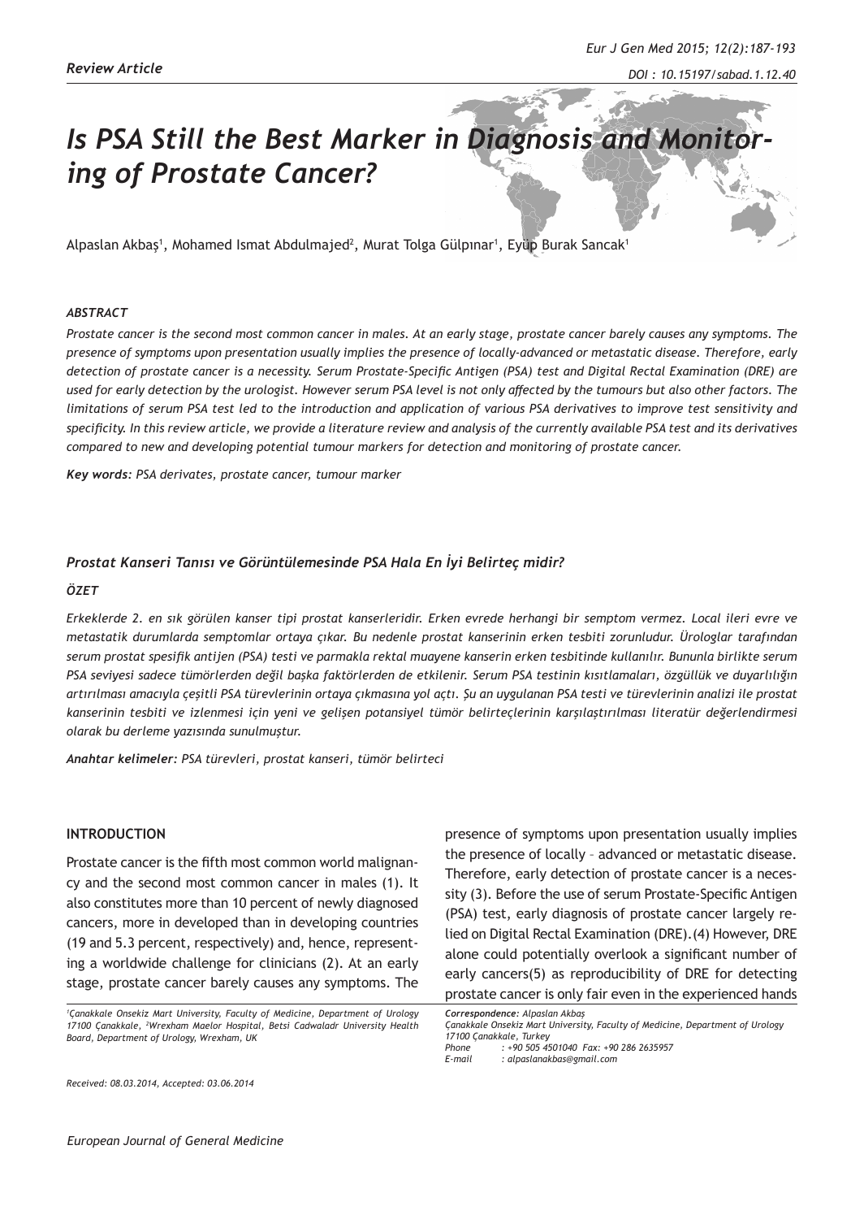*Review Article*

# *Is PSA Still the Best Marker in Diagnosis and Monitoring of Prostate Cancer?*

Alpaslan Akbaş[1], Mohamed Ismat Abdulmajed[2], Murat Tolga Gülpınar[1], Eyüp Burak Sancak[1]

### *ABSTRACT*

*Prostate cancer is the second most common cancer in males. At an early stage, prostate cancer barely causes any symptoms. The presence of symptoms upon presentation usually implies the presence of locally-advanced or metastatic disease. Therefore, early detection of prostate cancer is a necessity. Serum Prostate-Specific Antigen (PSA) test and Digital Rectal Examination (DRE) are used for early detection by the urologist. However serum PSA level is not only affected by the tumours but also other factors. The limitations of serum PSA test led to the introduction and application of various PSA derivatives to improve test sensitivity and specificity. In this review article, we provide a literature review and analysis of the currently available PSA test and its derivatives compared to new and developing potential tumour markers for detection and monitoring of prostate cancer.*

***Key words:*** *PSA derivates, prostate cancer, tumour marker*

### *Prostat Kanseri Tanısı ve Görüntülemesinde PSA Hala En İyi Belirteç midir?*

### *ÖZET*

*Erkeklerde 2. en sık görülen kanser tipi prostat kanserleridir. Erken evrede herhangi bir semptom vermez. Local ileri evre ve metastatik durumlarda semptomlar ortaya çıkar. Bu nedenle prostat kanserinin erken tesbiti zorunludur. Ürologlar tarafından serum prostat spesifik antijen (PSA) testi ve parmakla rektal muayene kanserin erken tesbitinde kullanılır. Bununla birlikte serum PSA seviyesi sadece tümörlerden değil başka faktörlerden de etkilenir. Serum PSA testinin kısıtlamaları, özgüllük ve duyarlılığın artırılması amacıyla çeşitli PSA türevlerinin ortaya çıkmasına yol açtı. Şu an uygulanan PSA testi ve türevlerinin analizi ile prostat kanserinin tesbiti ve izlenmesi için yeni ve gelişen potansiyel tümör belirteçlerinin karşılaştırılması literatür değerlendirmesi olarak bu derleme yazısında sunulmuştur.*

***Anahtar kelimeler:*** *PSA türevleri, prostat kanseri, tümör belirteci*

## INTRODUCTION

Prostate cancer is the fifth most common world malignancy and the second most common cancer in males (1). It also constitutes more than 10 percent of newly diagnosed cancers, more in developed than in developing countries (19 and 5.3 percent, respectively) and, hence, representing a worldwide challenge for clinicians (2). At an early stage, prostate cancer barely causes any symptoms. The presence of symptoms upon presentation usually implies the presence of locally – advanced or metastatic disease. Therefore, early detection of prostate cancer is a necessity (3). Before the use of serum Prostate-Specific Antigen (PSA) test, early diagnosis of prostate cancer largely relied on Digital Rectal Examination (DRE).(4) However, DRE alone could potentially overlook a significant number of early cancers(5) as reproducibility of DRE for detecting prostate cancer is only fair even in the experienced hands

*[1]Çanakkale Onsekiz Mart University, Faculty of Medicine, Department of Urology 17100 Çanakkale, [2]Wrexham Maelor Hospital, Betsi Cadwaladr University Health Board, Department of Urology, Wrexham, UK*

***Correspondence:*** *Alpaslan Akbaş*
*Çanakkale Onsekiz Mart University, Faculty of Medicine, Department of Urology 17100 Çanakkale, Turkey*
*Phone : +90 505 4501040 Fax: +90 286 2635957*
*E-mail : alpaslanakbas@gmail.com*

*Received: 08.03.2014, Accepted: 03.06.2014*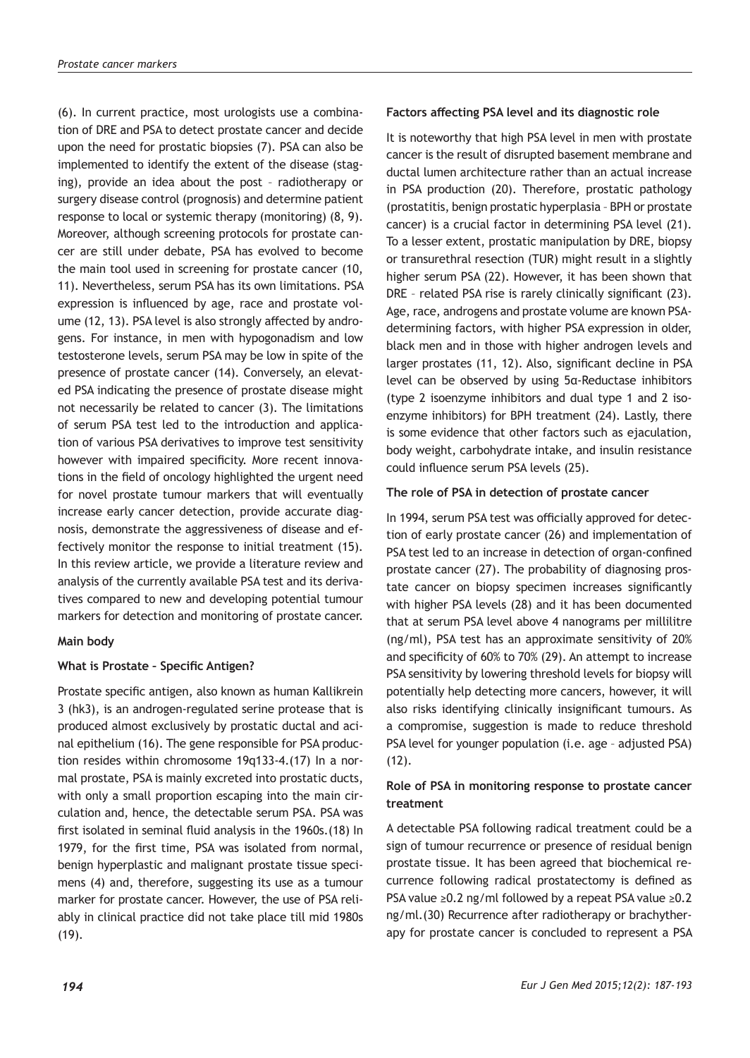(6). In current practice, most urologists use a combination of DRE and PSA to detect prostate cancer and decide upon the need for prostatic biopsies (7). PSA can also be implemented to identify the extent of the disease (staging), provide an idea about the post – radiotherapy or surgery disease control (prognosis) and determine patient response to local or systemic therapy (monitoring) (8, 9). Moreover, although screening protocols for prostate cancer are still under debate, PSA has evolved to become the main tool used in screening for prostate cancer (10, 11). Nevertheless, serum PSA has its own limitations. PSA expression is influenced by age, race and prostate volume (12, 13). PSA level is also strongly affected by androgens. For instance, in men with hypogonadism and low testosterone levels, serum PSA may be low in spite of the presence of prostate cancer (14). Conversely, an elevated PSA indicating the presence of prostate disease might not necessarily be related to cancer (3). The limitations of serum PSA test led to the introduction and application of various PSA derivatives to improve test sensitivity however with impaired specificity. More recent innovations in the field of oncology highlighted the urgent need for novel prostate tumour markers that will eventually increase early cancer detection, provide accurate diagnosis, demonstrate the aggressiveness of disease and effectively monitor the response to initial treatment (15). In this review article, we provide a literature review and analysis of the currently available PSA test and its derivatives compared to new and developing potential tumour markers for detection and monitoring of prostate cancer.

**Main body**

**What is Prostate – Specific Antigen?**

Prostate specific antigen, also known as human Kallikrein 3 (hk3), is an androgen-regulated serine protease that is produced almost exclusively by prostatic ductal and acinal epithelium (16). The gene responsible for PSA production resides within chromosome 19q133-4.(17) In a normal prostate, PSA is mainly excreted into prostatic ducts, with only a small proportion escaping into the main circulation and, hence, the detectable serum PSA. PSA was first isolated in seminal fluid analysis in the 1960s.(18) In 1979, for the first time, PSA was isolated from normal, benign hyperplastic and malignant prostate tissue specimens (4) and, therefore, suggesting its use as a tumour marker for prostate cancer. However, the use of PSA reliably in clinical practice did not take place till mid 1980s (19).

**Factors affecting PSA level and its diagnostic role**

It is noteworthy that high PSA level in men with prostate cancer is the result of disrupted basement membrane and ductal lumen architecture rather than an actual increase in PSA production (20). Therefore, prostatic pathology (prostatitis, benign prostatic hyperplasia – BPH or prostate cancer) is a crucial factor in determining PSA level (21). To a lesser extent, prostatic manipulation by DRE, biopsy or transurethral resection (TUR) might result in a slightly higher serum PSA (22). However, it has been shown that DRE – related PSA rise is rarely clinically significant (23). Age, race, androgens and prostate volume are known PSA-determining factors, with higher PSA expression in older, black men and in those with higher androgen levels and larger prostates (11, 12). Also, significant decline in PSA level can be observed by using 5α-Reductase inhibitors (type 2 isoenzyme inhibitors and dual type 1 and 2 isoenzyme inhibitors) for BPH treatment (24). Lastly, there is some evidence that other factors such as ejaculation, body weight, carbohydrate intake, and insulin resistance could influence serum PSA levels (25).

**The role of PSA in detection of prostate cancer**

In 1994, serum PSA test was officially approved for detection of early prostate cancer (26) and implementation of PSA test led to an increase in detection of organ-confined prostate cancer (27). The probability of diagnosing prostate cancer on biopsy specimen increases significantly with higher PSA levels (28) and it has been documented that at serum PSA level above 4 nanograms per millilitre (ng/ml), PSA test has an approximate sensitivity of 20% and specificity of 60% to 70% (29). An attempt to increase PSA sensitivity by lowering threshold levels for biopsy will potentially help detecting more cancers, however, it will also risks identifying clinically insignificant tumours. As a compromise, suggestion is made to reduce threshold PSA level for younger population (i.e. age – adjusted PSA) (12).

**Role of PSA in monitoring response to prostate cancer treatment**

A detectable PSA following radical treatment could be a sign of tumour recurrence or presence of residual benign prostate tissue. It has been agreed that biochemical recurrence following radical prostatectomy is defined as PSA value ≥0.2 ng/ml followed by a repeat PSA value ≥0.2 ng/ml.(30) Recurrence after radiotherapy or brachytherapy for prostate cancer is concluded to represent a PSA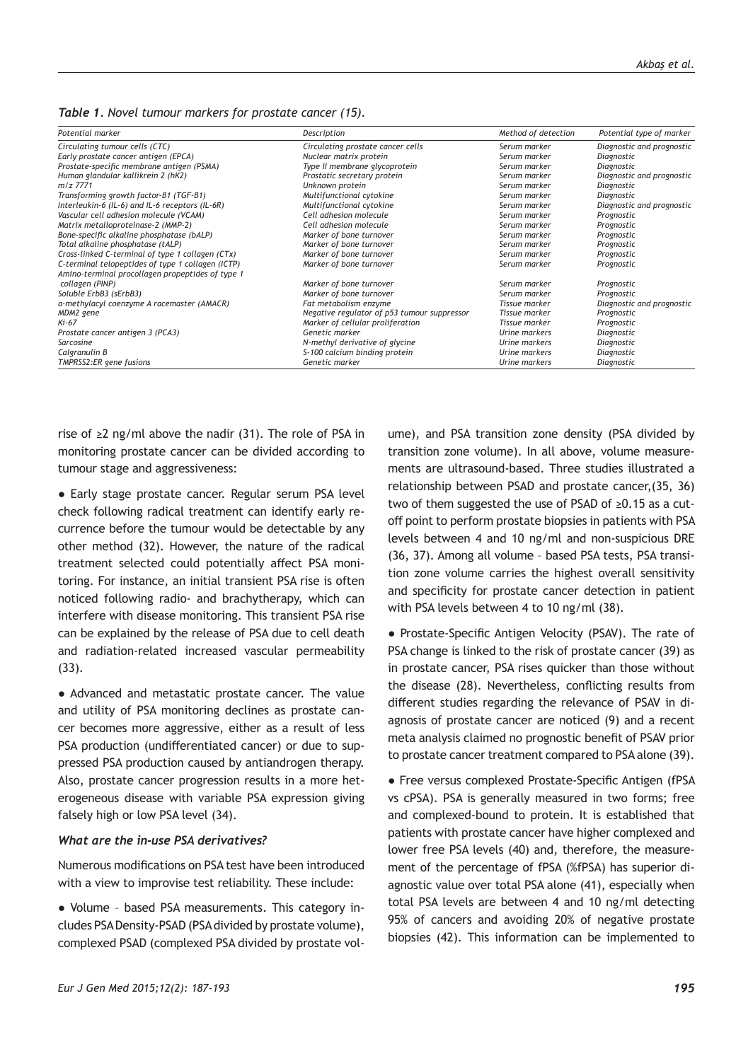*Table 1. Novel tumour markers for prostate cancer (15).*

| Potential marker | Description | Method of detection | Potential type of marker |
|---|---|---|---|
| Circulating tumour cells (CTC) | Circulating prostate cancer cells | Serum marker | Diagnostic and prognostic |
| Early prostate cancer antigen (EPCA) | Nuclear matrix protein | Serum marker | Diagnostic |
| Prostate-specific membrane antigen (PSMA) | Type II membrane glycoprotein | Serum marker | Diagnostic |
| Human glandular kallikrein 2 (hK2) | Prostatic secretary protein | Serum marker | Diagnostic and prognostic |
| m/z 7771 | Unknown protein | Serum marker | Diagnostic |
| Transforming growth factor-β1 (TGF-β1) | Multifunctional cytokine | Serum marker | Diagnostic |
| Interleukin-6 (IL-6) and IL-6 receptors (IL-6R) | Multifunctional cytokine | Serum marker | Diagnostic and prognostic |
| Vascular cell adhesion molecule (VCAM) | Cell adhesion molecule | Serum marker | Prognostic |
| Matrix metalloproteinase-2 (MMP-2) | Cell adhesion molecule | Serum marker | Prognostic |
| Bone-specific alkaline phosphatase (bALP) | Marker of bone turnover | Serum marker | Prognostic |
| Total alkaline phosphatase (tALP) | Marker of bone turnover | Serum marker | Prognostic |
| Cross-linked C-terminal of type 1 collagen (CTx) | Marker of bone turnover | Serum marker | Prognostic |
| C-terminal telopeptides of type 1 collagen (ICTP) | Marker of bone turnover | Serum marker | Prognostic |
| Amino-terminal procollagen propeptides of type 1 collagen (PINP) | Marker of bone turnover | Serum marker | Prognostic |
| Soluble ErbB3 (sErbB3) | Marker of bone turnover | Serum marker | Prognostic |
| α-methylacyl coenzyme A racemaster (AMACR) | Fat metabolism enzyme | Tissue marker | Diagnostic and prognostic |
| MDM2 gene | Negative regulator of p53 tumour suppressor | Tissue marker | Prognostic |
| Ki-67 | Marker of cellular proliferation | Tissue marker | Prognostic |
| Prostate cancer antigen 3 (PCA3) | Genetic marker | Urine markers | Diagnostic |
| Sarcosine | N-methyl derivative of glycine | Urine markers | Diagnostic |
| Calgranulin B | S-100 calcium binding protein | Urine markers | Diagnostic |
| TMPRSS2:ER gene fusions | Genetic marker | Urine markers | Diagnostic |

rise of ≥2 ng/ml above the nadir (31). The role of PSA in monitoring prostate cancer can be divided according to tumour stage and aggressiveness:

- Early stage prostate cancer. Regular serum PSA level check following radical treatment can identify early recurrence before the tumour would be detectable by any other method (32). However, the nature of the radical treatment selected could potentially affect PSA monitoring. For instance, an initial transient PSA rise is often noticed following radio- and brachytherapy, which can interfere with disease monitoring. This transient PSA rise can be explained by the release of PSA due to cell death and radiation-related increased vascular permeability (33).

- Advanced and metastatic prostate cancer. The value and utility of PSA monitoring declines as prostate cancer becomes more aggressive, either as a result of less PSA production (undifferentiated cancer) or due to suppressed PSA production caused by antiandrogen therapy. Also, prostate cancer progression results in a more heterogeneous disease with variable PSA expression giving falsely high or low PSA level (34).

### *What are the in-use PSA derivatives?*

Numerous modifications on PSA test have been introduced with a view to improvise test reliability. These include:

- Volume – based PSA measurements. This category includes PSA Density-PSAD (PSA divided by prostate volume), complexed PSAD (complexed PSA divided by prostate volume), and PSA transition zone density (PSA divided by transition zone volume). In all above, volume measurements are ultrasound-based. Three studies illustrated a relationship between PSAD and prostate cancer,(35, 36) two of them suggested the use of PSAD of ≥0.15 as a cutoff point to perform prostate biopsies in patients with PSA levels between 4 and 10 ng/ml and non-suspicious DRE (36, 37). Among all volume – based PSA tests, PSA transition zone volume carries the highest overall sensitivity and specificity for prostate cancer detection in patient with PSA levels between 4 to 10 ng/ml (38).

- Prostate-Specific Antigen Velocity (PSAV). The rate of PSA change is linked to the risk of prostate cancer (39) as in prostate cancer, PSA rises quicker than those without the disease (28). Nevertheless, conflicting results from different studies regarding the relevance of PSAV in diagnosis of prostate cancer are noticed (9) and a recent meta analysis claimed no prognostic benefit of PSAV prior to prostate cancer treatment compared to PSA alone (39).

- Free versus complexed Prostate-Specific Antigen (fPSA vs cPSA). PSA is generally measured in two forms; free and complexed-bound to protein. It is established that patients with prostate cancer have higher complexed and lower free PSA levels (40) and, therefore, the measurement of the percentage of fPSA (%fPSA) has superior diagnostic value over total PSA alone (41), especially when total PSA levels are between 4 and 10 ng/ml detecting 95% of cancers and avoiding 20% of negative prostate biopsies (42). This information can be implemented to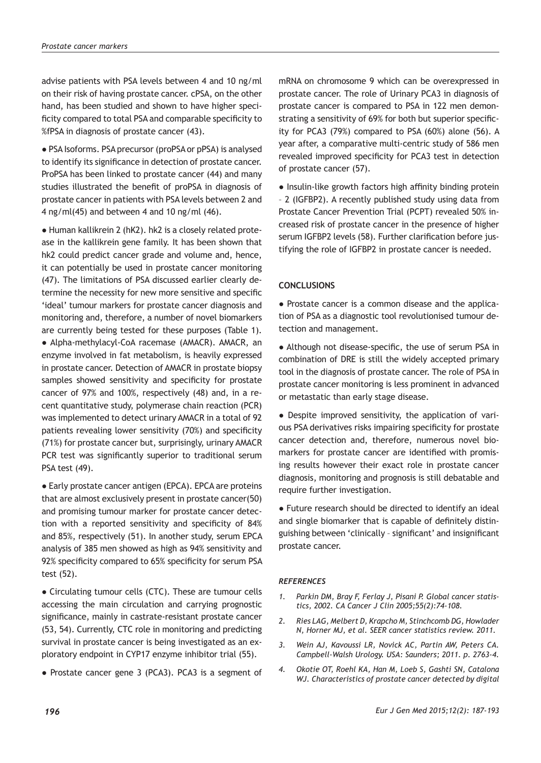advise patients with PSA levels between 4 and 10 ng/ml on their risk of having prostate cancer. cPSA, on the other hand, has been studied and shown to have higher specificity compared to total PSA and comparable specificity to %fPSA in diagnosis of prostate cancer (43).

- PSA Isoforms. PSA precursor (proPSA or pPSA) is analysed to identify its significance in detection of prostate cancer. ProPSA has been linked to prostate cancer (44) and many studies illustrated the benefit of proPSA in diagnosis of prostate cancer in patients with PSA levels between 2 and 4 ng/ml(45) and between 4 and 10 ng/ml (46).

- Human kallikrein 2 (hK2). hk2 is a closely related protease in the kallikrein gene family. It has been shown that hk2 could predict cancer grade and volume and, hence, it can potentially be used in prostate cancer monitoring (47). The limitations of PSA discussed earlier clearly determine the necessity for new more sensitive and specific 'ideal' tumour markers for prostate cancer diagnosis and monitoring and, therefore, a number of novel biomarkers are currently being tested for these purposes (Table 1).
- Alpha-methylacyl-CoA racemase (AMACR). AMACR, an enzyme involved in fat metabolism, is heavily expressed in prostate cancer. Detection of AMACR in prostate biopsy samples showed sensitivity and specificity for prostate cancer of 97% and 100%, respectively (48) and, in a recent quantitative study, polymerase chain reaction (PCR) was implemented to detect urinary AMACR in a total of 92 patients revealing lower sensitivity (70%) and specificity (71%) for prostate cancer but, surprisingly, urinary AMACR PCR test was significantly superior to traditional serum PSA test (49).

- Early prostate cancer antigen (EPCA). EPCA are proteins that are almost exclusively present in prostate cancer(50) and promising tumour marker for prostate cancer detection with a reported sensitivity and specificity of 84% and 85%, respectively (51). In another study, serum EPCA analysis of 385 men showed as high as 94% sensitivity and 92% specificity compared to 65% specificity for serum PSA test (52).

- Circulating tumour cells (CTC). These are tumour cells accessing the main circulation and carrying prognostic significance, mainly in castrate-resistant prostate cancer (53, 54). Currently, CTC role in monitoring and predicting survival in prostate cancer is being investigated as an exploratory endpoint in CYP17 enzyme inhibitor trial (55).

- Prostate cancer gene 3 (PCA3). PCA3 is a segment of mRNA on chromosome 9 which can be overexpressed in prostate cancer. The role of Urinary PCA3 in diagnosis of prostate cancer is compared to PSA in 122 men demonstrating a sensitivity of 69% for both but superior specificity for PCA3 (79%) compared to PSA (60%) alone (56). A year after, a comparative multi-centric study of 586 men revealed improved specificity for PCA3 test in detection of prostate cancer (57).

- Insulin-like growth factors high affinity binding protein – 2 (IGFBP2). A recently published study using data from Prostate Cancer Prevention Trial (PCPT) revealed 50% increased risk of prostate cancer in the presence of higher serum IGFBP2 levels (58). Further clarification before justifying the role of IGFBP2 in prostate cancer is needed.

## CONCLUSIONS

- Prostate cancer is a common disease and the application of PSA as a diagnostic tool revolutionised tumour detection and management.

- Although not disease-specific, the use of serum PSA in combination of DRE is still the widely accepted primary tool in the diagnosis of prostate cancer. The role of PSA in prostate cancer monitoring is less prominent in advanced or metastatic than early stage disease.

- Despite improved sensitivity, the application of various PSA derivatives risks impairing specificity for prostate cancer detection and, therefore, numerous novel biomarkers for prostate cancer are identified with promising results however their exact role in prostate cancer diagnosis, monitoring and prognosis is still debatable and require further investigation.

- Future research should be directed to identify an ideal and single biomarker that is capable of definitely distinguishing between 'clinically – significant' and insignificant prostate cancer.

### *REFERENCES*

1. *Parkin DM, Bray F, Ferlay J, Pisani P. Global cancer statistics, 2002. CA Cancer J Clin 2005;55(2):74-108.*
2. *Ries LAG, Melbert D, Krapcho M, Stinchcomb DG, Howlader N, Horner MJ, et al. SEER cancer statistics review. 2011.*
3. *Wein AJ, Kavoussi LR, Novick AC, Partin AW, Peters CA. Campbell-Walsh Urology. USA: Saunders; 2011. p. 2763-4.*
4. *Okotie OT, Roehl KA, Han M, Loeb S, Gashti SN, Catalona WJ. Characteristics of prostate cancer detected by digital*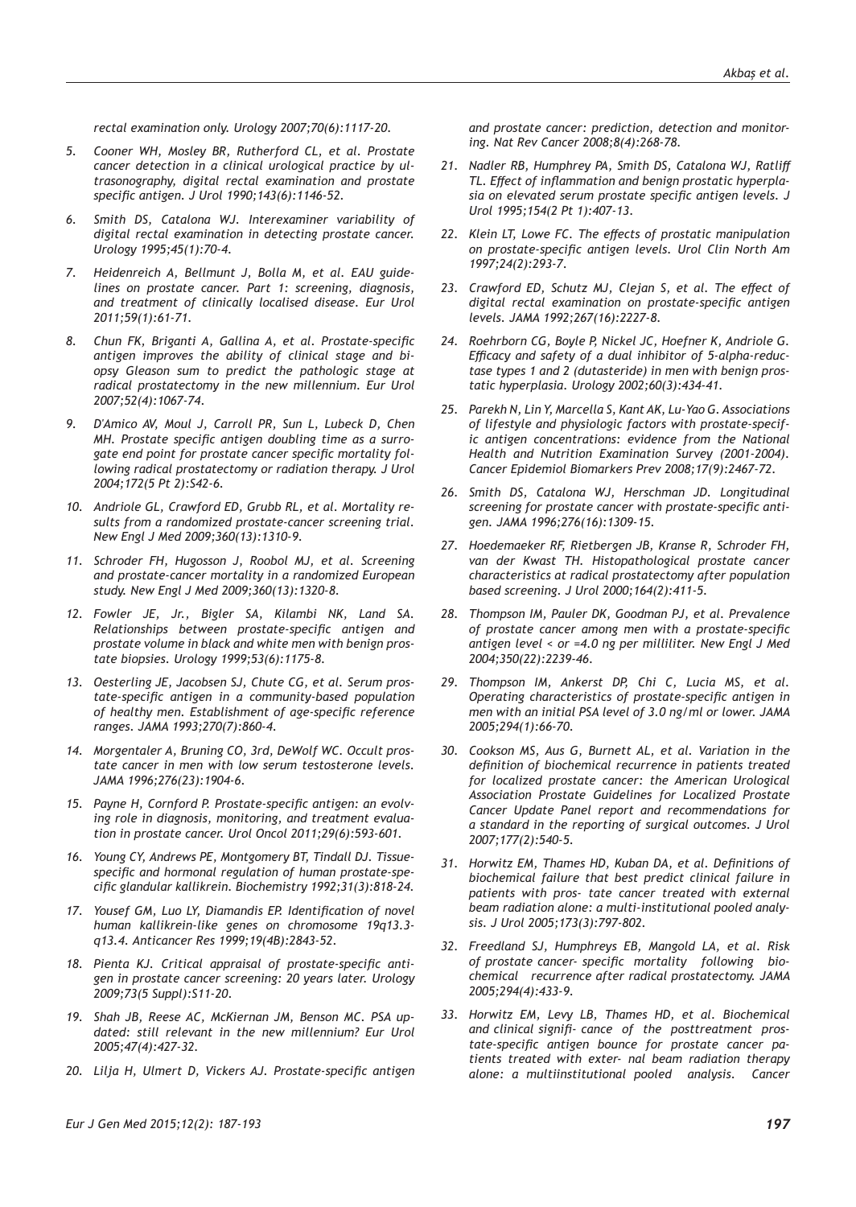*rectal examination only. Urology 2007;70(6):1117-20.*

5. *Cooner WH, Mosley BR, Rutherford CL, et al. Prostate cancer detection in a clinical urological practice by ultrasonography, digital rectal examination and prostate specific antigen. J Urol 1990;143(6):1146-52.*

6. *Smith DS, Catalona WJ. Interexaminer variability of digital rectal examination in detecting prostate cancer. Urology 1995;45(1):70-4.*

7. *Heidenreich A, Bellmunt J, Bolla M, et al. EAU guidelines on prostate cancer. Part 1: screening, diagnosis, and treatment of clinically localised disease. Eur Urol 2011;59(1):61-71.*

8. *Chun FK, Briganti A, Gallina A, et al. Prostate-specific antigen improves the ability of clinical stage and biopsy Gleason sum to predict the pathologic stage at radical prostatectomy in the new millennium. Eur Urol 2007;52(4):1067-74.*

9. *D'Amico AV, Moul J, Carroll PR, Sun L, Lubeck D, Chen MH. Prostate specific antigen doubling time as a surrogate end point for prostate cancer specific mortality following radical prostatectomy or radiation therapy. J Urol 2004;172(5 Pt 2):S42-6.*

10. *Andriole GL, Crawford ED, Grubb RL, et al. Mortality results from a randomized prostate-cancer screening trial. New Engl J Med 2009;360(13):1310-9.*

11. *Schroder FH, Hugosson J, Roobol MJ, et al. Screening and prostate-cancer mortality in a randomized European study. New Engl J Med 2009;360(13):1320-8.*

12. *Fowler JE, Jr., Bigler SA, Kilambi NK, Land SA. Relationships between prostate-specific antigen and prostate volume in black and white men with benign prostate biopsies. Urology 1999;53(6):1175-8.*

13. *Oesterling JE, Jacobsen SJ, Chute CG, et al. Serum prostate-specific antigen in a community-based population of healthy men. Establishment of age-specific reference ranges. JAMA 1993;270(7):860-4.*

14. *Morgentaler A, Bruning CO, 3rd, DeWolf WC. Occult prostate cancer in men with low serum testosterone levels. JAMA 1996;276(23):1904-6.*

15. *Payne H, Cornford P. Prostate-specific antigen: an evolving role in diagnosis, monitoring, and treatment evaluation in prostate cancer. Urol Oncol 2011;29(6):593-601.*

16. *Young CY, Andrews PE, Montgomery BT, Tindall DJ. Tissue-specific and hormonal regulation of human prostate-specific glandular kallikrein. Biochemistry 1992;31(3):818-24.*

17. *Yousef GM, Luo LY, Diamandis EP. Identification of novel human kallikrein-like genes on chromosome 19q13.3-q13.4. Anticancer Res 1999;19(4B):2843-52.*

18. *Pienta KJ. Critical appraisal of prostate-specific antigen in prostate cancer screening: 20 years later. Urology 2009;73(5 Suppl):S11-20.*

19. *Shah JB, Reese AC, McKiernan JM, Benson MC. PSA updated: still relevant in the new millennium? Eur Urol 2005;47(4):427-32.*

20. *Lilja H, Ulmert D, Vickers AJ. Prostate-specific antigen and prostate cancer: prediction, detection and monitoring. Nat Rev Cancer 2008;8(4):268-78.*

21. *Nadler RB, Humphrey PA, Smith DS, Catalona WJ, Ratliff TL. Effect of inflammation and benign prostatic hyperplasia on elevated serum prostate specific antigen levels. J Urol 1995;154(2 Pt 1):407-13.*

22. *Klein LT, Lowe FC. The effects of prostatic manipulation on prostate-specific antigen levels. Urol Clin North Am 1997;24(2):293-7.*

23. *Crawford ED, Schutz MJ, Clejan S, et al. The effect of digital rectal examination on prostate-specific antigen levels. JAMA 1992;267(16):2227-8.*

24. *Roehrborn CG, Boyle P, Nickel JC, Hoefner K, Andriole G. Efficacy and safety of a dual inhibitor of 5-alpha-reductase types 1 and 2 (dutasteride) in men with benign prostatic hyperplasia. Urology 2002;60(3):434-41.*

25. *Parekh N, Lin Y, Marcella S, Kant AK, Lu-Yao G. Associations of lifestyle and physiologic factors with prostate-specific antigen concentrations: evidence from the National Health and Nutrition Examination Survey (2001-2004). Cancer Epidemiol Biomarkers Prev 2008;17(9):2467-72.*

26. *Smith DS, Catalona WJ, Herschman JD. Longitudinal screening for prostate cancer with prostate-specific antigen. JAMA 1996;276(16):1309-15.*

27. *Hoedemaeker RF, Rietbergen JB, Kranse R, Schroder FH, van der Kwast TH. Histopathological prostate cancer characteristics at radical prostatectomy after population based screening. J Urol 2000;164(2):411-5.*

28. *Thompson IM, Pauler DK, Goodman PJ, et al. Prevalence of prostate cancer among men with a prostate-specific antigen level < or =4.0 ng per milliliter. New Engl J Med 2004;350(22):2239-46.*

29. *Thompson IM, Ankerst DP, Chi C, Lucia MS, et al. Operating characteristics of prostate-specific antigen in men with an initial PSA level of 3.0 ng/ml or lower. JAMA 2005;294(1):66-70.*

30. *Cookson MS, Aus G, Burnett AL, et al. Variation in the definition of biochemical recurrence in patients treated for localized prostate cancer: the American Urological Association Prostate Guidelines for Localized Prostate Cancer Update Panel report and recommendations for a standard in the reporting of surgical outcomes. J Urol 2007;177(2):540-5.*

31. *Horwitz EM, Thames HD, Kuban DA, et al. Definitions of biochemical failure that best predict clinical failure in patients with pros- tate cancer treated with external beam radiation alone: a multi-institutional pooled analysis. J Urol 2005;173(3):797-802.*

32. *Freedland SJ, Humphreys EB, Mangold LA, et al. Risk of prostate cancer- specific mortality following biochemical recurrence after radical prostatectomy. JAMA 2005;294(4):433-9.*

33. *Horwitz EM, Levy LB, Thames HD, et al. Biochemical and clinical signifi- cance of the posttreatment prostate-specific antigen bounce for prostate cancer patients treated with exter- nal beam radiation therapy alone: a multiinstitutional pooled analysis. Cancer*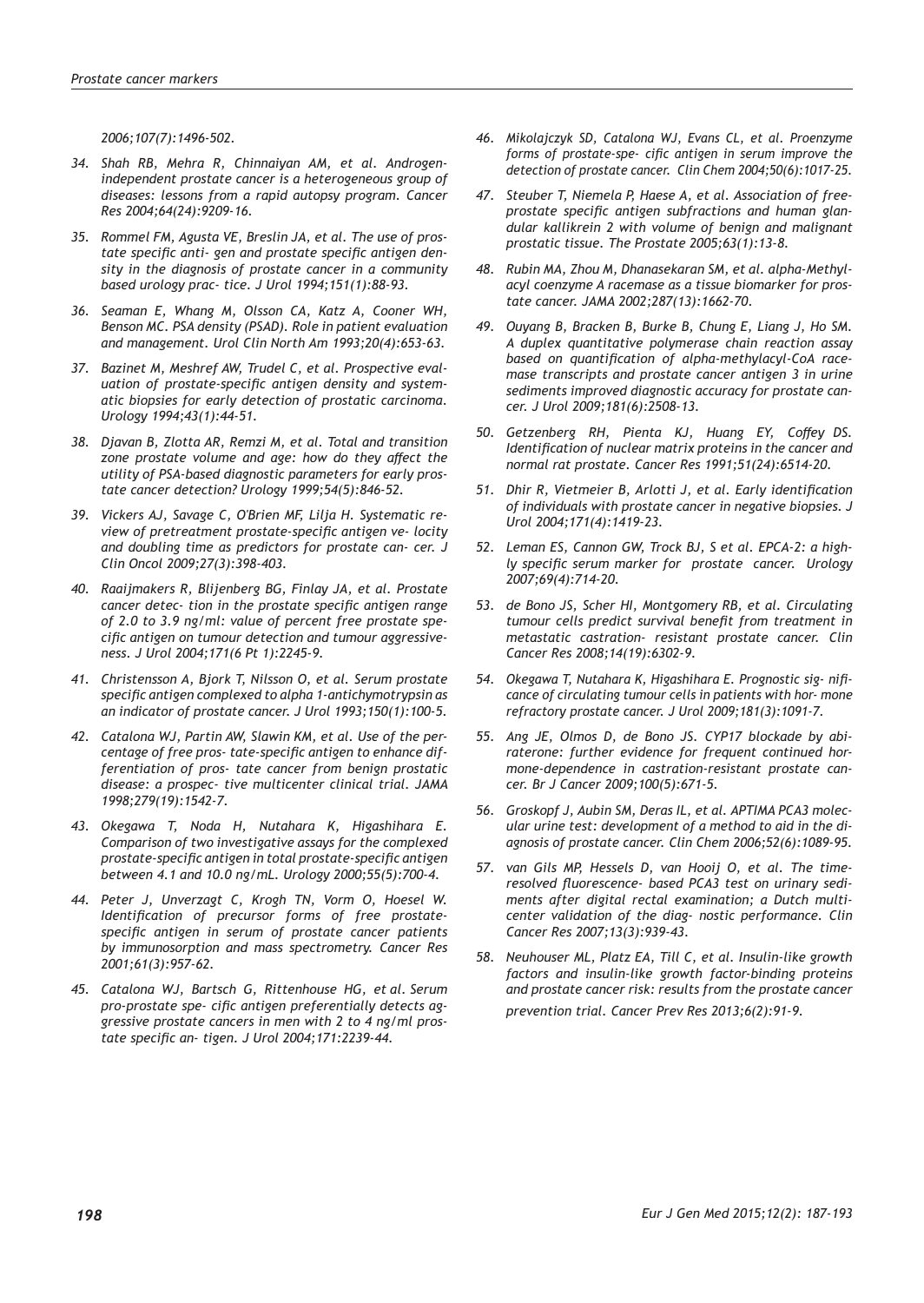*2006;107(7):1496-502.*

34. *Shah RB, Mehra R, Chinnaiyan AM, et al. Androgen-independent prostate cancer is a heterogeneous group of diseases: lessons from a rapid autopsy program. Cancer Res 2004;64(24):9209-16.*

35. *Rommel FM, Agusta VE, Breslin JA, et al. The use of prostate specific anti- gen and prostate specific antigen density in the diagnosis of prostate cancer in a community based urology prac- tice. J Urol 1994;151(1):88-93.*

36. *Seaman E, Whang M, Olsson CA, Katz A, Cooner WH, Benson MC. PSA density (PSAD). Role in patient evaluation and management. Urol Clin North Am 1993;20(4):653-63.*

37. *Bazinet M, Meshref AW, Trudel C, et al. Prospective evaluation of prostate-specific antigen density and systematic biopsies for early detection of prostatic carcinoma. Urology 1994;43(1):44-51.*

38. *Djavan B, Zlotta AR, Remzi M, et al. Total and transition zone prostate volume and age: how do they affect the utility of PSA-based diagnostic parameters for early prostate cancer detection? Urology 1999;54(5):846-52.*

39. *Vickers AJ, Savage C, O'Brien MF, Lilja H. Systematic review of pretreatment prostate-specific antigen ve- locity and doubling time as predictors for prostate can- cer. J Clin Oncol 2009;27(3):398-403.*

40. *Raaijmakers R, Blijenberg BG, Finlay JA, et al. Prostate cancer detec- tion in the prostate specific antigen range of 2.0 to 3.9 ng/ml: value of percent free prostate specific antigen on tumour detection and tumour aggressiveness. J Urol 2004;171(6 Pt 1):2245-9.*

41. *Christensson A, Bjork T, Nilsson O, et al. Serum prostate specific antigen complexed to alpha 1-antichymotrypsin as an indicator of prostate cancer. J Urol 1993;150(1):100-5.*

42. *Catalona WJ, Partin AW, Slawin KM, et al. Use of the percentage of free pros- tate-specific antigen to enhance differentiation of pros- tate cancer from benign prostatic disease: a prospec- tive multicenter clinical trial. JAMA 1998;279(19):1542-7.*

43. *Okegawa T, Noda H, Nutahara K, Higashihara E. Comparison of two investigative assays for the complexed prostate-specific antigen in total prostate-specific antigen between 4.1 and 10.0 ng/mL. Urology 2000;55(5):700-4.*

44. *Peter J, Unverzagt C, Krogh TN, Vorm O, Hoesel W. Identification of precursor forms of free prostate-specific antigen in serum of prostate cancer patients by immunosorption and mass spectrometry. Cancer Res 2001;61(3):957-62.*

45. *Catalona WJ, Bartsch G, Rittenhouse HG, et al. Serum pro-prostate spe- cific antigen preferentially detects aggressive prostate cancers in men with 2 to 4 ng/ml prostate specific an- tigen. J Urol 2004;171:2239-44.*

46. *Mikolajczyk SD, Catalona WJ, Evans CL, et al. Proenzyme forms of prostate-spe- cific antigen in serum improve the detection of prostate cancer. Clin Chem 2004;50(6):1017-25.*

47. *Steuber T, Niemela P, Haese A, et al. Association of free-prostate specific antigen subfractions and human glandular kallikrein 2 with volume of benign and malignant prostatic tissue. The Prostate 2005;63(1):13-8.*

48. *Rubin MA, Zhou M, Dhanasekaran SM, et al. alpha-Methylacyl coenzyme A racemase as a tissue biomarker for prostate cancer. JAMA 2002;287(13):1662-70.*

49. *Ouyang B, Bracken B, Burke B, Chung E, Liang J, Ho SM. A duplex quantitative polymerase chain reaction assay based on quantification of alpha-methylacyl-CoA racemase transcripts and prostate cancer antigen 3 in urine sediments improved diagnostic accuracy for prostate cancer. J Urol 2009;181(6):2508-13.*

50. *Getzenberg RH, Pienta KJ, Huang EY, Coffey DS. Identification of nuclear matrix proteins in the cancer and normal rat prostate. Cancer Res 1991;51(24):6514-20.*

51. *Dhir R, Vietmeier B, Arlotti J, et al. Early identification of individuals with prostate cancer in negative biopsies. J Urol 2004;171(4):1419-23.*

52. *Leman ES, Cannon GW, Trock BJ, S et al. EPCA-2: a highly specific serum marker for prostate cancer. Urology 2007;69(4):714-20.*

53. *de Bono JS, Scher HI, Montgomery RB, et al. Circulating tumour cells predict survival benefit from treatment in metastatic castration- resistant prostate cancer. Clin Cancer Res 2008;14(19):6302-9.*

54. *Okegawa T, Nutahara K, Higashihara E. Prognostic sig- nificance of circulating tumour cells in patients with hor- mone refractory prostate cancer. J Urol 2009;181(3):1091-7.*

55. *Ang JE, Olmos D, de Bono JS. CYP17 blockade by abiraterone: further evidence for frequent continued hormone-dependence in castration-resistant prostate cancer. Br J Cancer 2009;100(5):671-5.*

56. *Groskopf J, Aubin SM, Deras IL, et al. APTIMA PCA3 molecular urine test: development of a method to aid in the diagnosis of prostate cancer. Clin Chem 2006;52(6):1089-95.*

57. *van Gils MP, Hessels D, van Hooij O, et al. The time-resolved fluorescence- based PCA3 test on urinary sediments after digital rectal examination; a Dutch multicenter validation of the diag- nostic performance. Clin Cancer Res 2007;13(3):939-43.*

58. *Neuhouser ML, Platz EA, Till C, et al. Insulin-like growth factors and insulin-like growth factor-binding proteins and prostate cancer risk: results from the prostate cancer prevention trial. Cancer Prev Res 2013;6(2):91-9.*